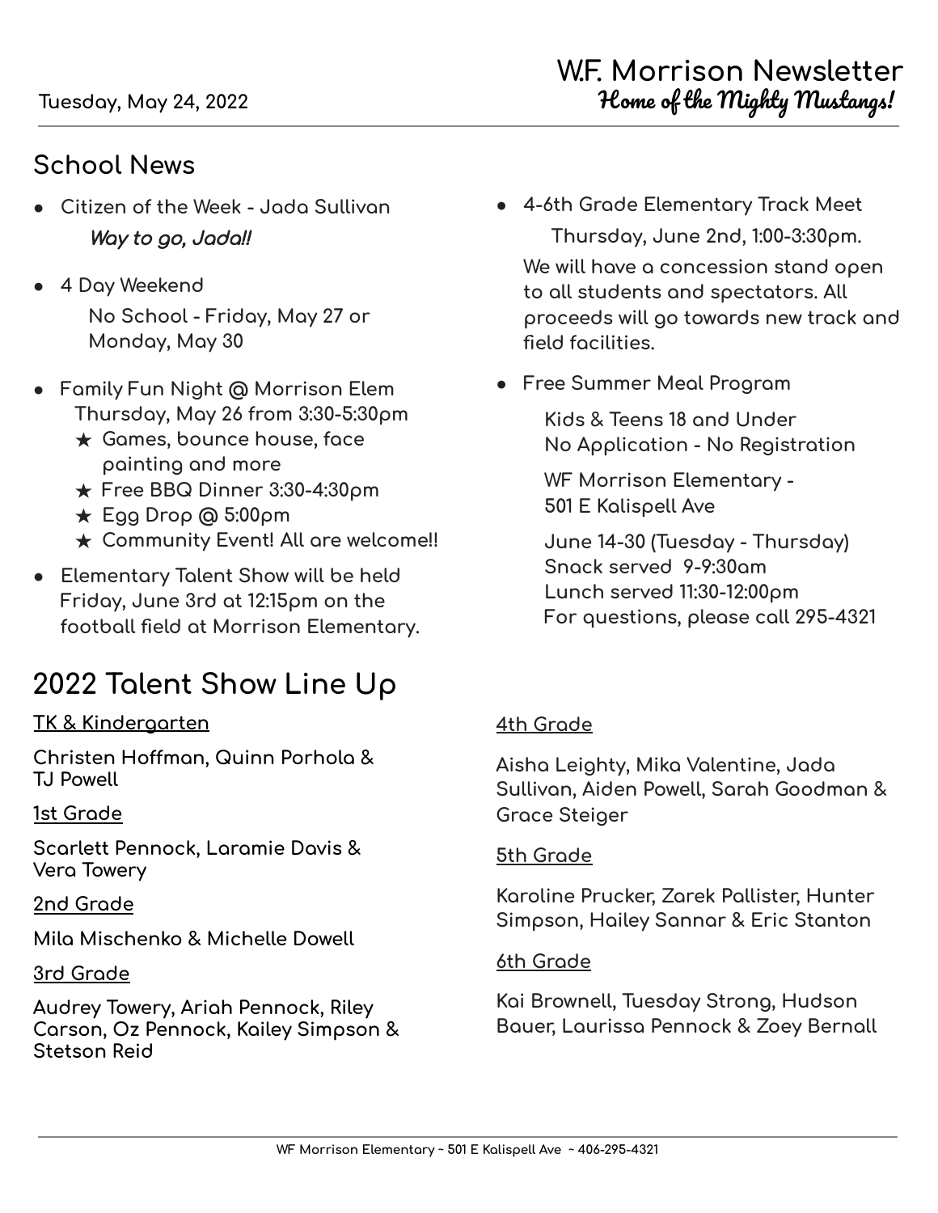Tuesday, May 24, 2022

# W.F. Morrison Newsletter

**Home of the Mighty Mustangs!**

## School News

- Citizen of the Week - Jada Sullivan

  ***Way to go, Jada!!***

- 4 Day Weekend

  No School - Friday, May 27 or Monday, May 30

- Family Fun Night @ Morrison Elem Thursday, May 26 from 3:30-5:30pm
  - ★ Games, bounce house, face painting and more
  - ★ Free BBQ Dinner 3:30-4:30pm
  - ★ Egg Drop @ 5:00pm
  - ★ Community Event! All are welcome!!

- Elementary Talent Show will be held Friday, June 3rd at 12:15pm on the football field at Morrison Elementary.

- 4-6th Grade Elementary Track Meet

  Thursday, June 2nd, 1:00-3:30pm.

  We will have a concession stand open to all students and spectators. All proceeds will go towards new track and field facilities.

- Free Summer Meal Program

  Kids & Teens 18 and Under
  No Application - No Registration

  WF Morrison Elementary -
  501 E Kalispell Ave

  June 14-30 (Tuesday - Thursday)
  Snack served 9-9:30am
  Lunch served 11:30-12:00pm
  For questions, please call 295-4321

## 2022 Talent Show Line Up

TK & Kindergarten

Christen Hoffman, Quinn Porhola & TJ Powell

1st Grade

Scarlett Pennock, Laramie Davis & Vera Towery

2nd Grade

Mila Mischenko & Michelle Dowell

3rd Grade

Audrey Towery, Ariah Pennock, Riley Carson, Oz Pennock, Kailey Simpson & Stetson Reid

4th Grade

Aisha Leighty, Mika Valentine, Jada Sullivan, Aiden Powell, Sarah Goodman & Grace Steiger

5th Grade

Karoline Prucker, Zarek Pallister, Hunter Simpson, Hailey Sannar & Eric Stanton

6th Grade

Kai Brownell, Tuesday Strong, Hudson Bauer, Laurissa Pennock & Zoey Bernall

WF Morrison Elementary ~ 501 E Kalispell Ave ~ 406-295-4321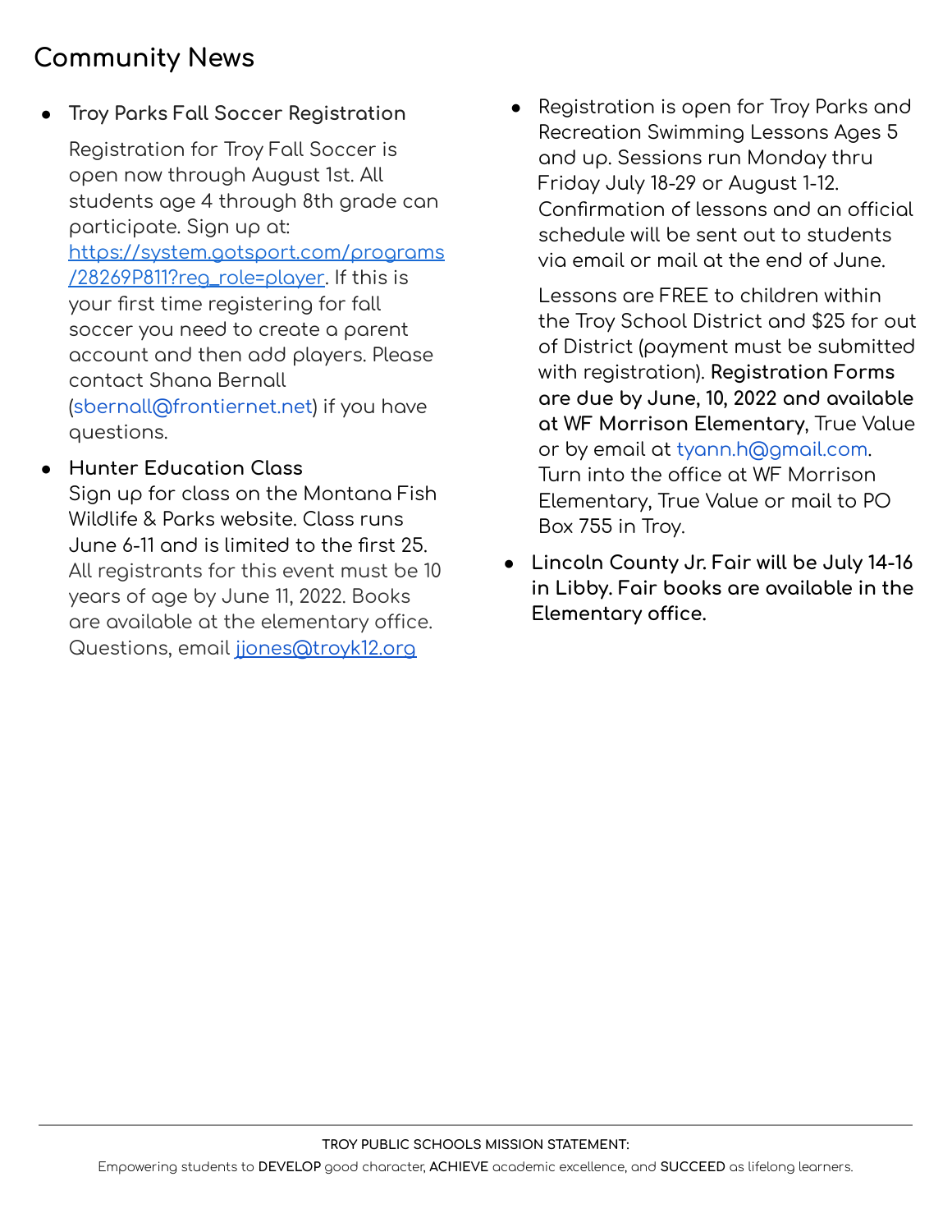## Community News

- **Troy Parks Fall Soccer Registration**

  Registration for Troy Fall Soccer is open now through August 1st. All students age 4 through 8th grade can participate. Sign up at: https://system.gotsport.com/programs/28269P811?reg_role=player. If this is your first time registering for fall soccer you need to create a parent account and then add players. Please contact Shana Bernall (sbernall@frontiernet.net) if you have questions.

- **Hunter Education Class**
  Sign up for class on the Montana Fish Wildlife & Parks website. Class runs June 6-11 and is limited to the first 25. All registrants for this event must be 10 years of age by June 11, 2022. Books are available at the elementary office. Questions, email jjones@troyk12.org

- Registration is open for Troy Parks and Recreation Swimming Lessons Ages 5 and up. Sessions run Monday thru Friday July 18-29 or August 1-12. Confirmation of lessons and an official schedule will be sent out to students via email or mail at the end of June.

  Lessons are FREE to children within the Troy School District and $25 for out of District (payment must be submitted with registration). **Registration Forms are due by June, 10, 2022 and available at WF Morrison Elementary**, True Value or by email at tyann.h@gmail.com. Turn into the office at WF Morrison Elementary, True Value or mail to PO Box 755 in Troy.

- **Lincoln County Jr. Fair will be July 14-16 in Libby. Fair books are available in the Elementary office.**

---

TROY PUBLIC SCHOOLS MISSION STATEMENT:
Empowering students to **DEVELOP** good character, **ACHIEVE** academic excellence, and **SUCCEED** as lifelong learners.